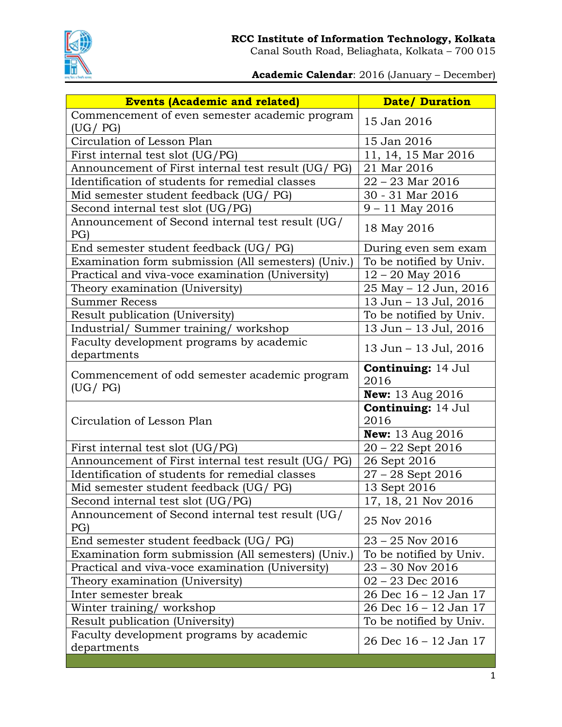**RCC Institute of Information Technology, Kolkata**
Canal South Road, Beliaghata, Kolkata – 700 015

**Academic Calendar**: 2016 (January – December)

| Events (Academic and related) | Date/ Duration |
|---|---|
| Commencement of even semester academic program (UG/ PG) | 15 Jan 2016 |
| Circulation of Lesson Plan | 15 Jan 2016 |
| First internal test slot (UG/PG) | 11, 14, 15 Mar 2016 |
| Announcement of First internal test result (UG/ PG) | 21 Mar 2016 |
| Identification of students for remedial classes | 22 – 23 Mar 2016 |
| Mid semester student feedback (UG/ PG) | 30 - 31 Mar 2016 |
| Second internal test slot (UG/PG) | 9 – 11 May 2016 |
| Announcement of Second internal test result (UG/ PG) | 18 May 2016 |
| End semester student feedback (UG/ PG) | During even sem exam |
| Examination form submission (All semesters) (Univ.) | To be notified by Univ. |
| Practical and viva-voce examination (University) | 12 – 20 May 2016 |
| Theory examination (University) | 25 May – 12 Jun, 2016 |
| Summer Recess | 13 Jun – 13 Jul, 2016 |
| Result publication (University) | To be notified by Univ. |
| Industrial/ Summer training/ workshop | 13 Jun – 13 Jul, 2016 |
| Faculty development programs by academic departments | 13 Jun – 13 Jul, 2016 |
| Commencement of odd semester academic program (UG/ PG) | **Continuing:** 14 Jul 2016 |
| | **New:** 13 Aug 2016 |
| Circulation of Lesson Plan | **Continuing:** 14 Jul 2016 |
| | **New:** 13 Aug 2016 |
| First internal test slot (UG/PG) | 20 – 22 Sept 2016 |
| Announcement of First internal test result (UG/ PG) | 26 Sept 2016 |
| Identification of students for remedial classes | 27 – 28 Sept 2016 |
| Mid semester student feedback (UG/ PG) | 13 Sept 2016 |
| Second internal test slot (UG/PG) | 17, 18, 21 Nov 2016 |
| Announcement of Second internal test result (UG/ PG) | 25 Nov 2016 |
| End semester student feedback (UG/ PG) | 23 – 25 Nov 2016 |
| Examination form submission (All semesters) (Univ.) | To be notified by Univ. |
| Practical and viva-voce examination (University) | 23 – 30 Nov 2016 |
| Theory examination (University) | 02 – 23 Dec 2016 |
| Inter semester break | 26 Dec 16 – 12 Jan 17 |
| Winter training/ workshop | 26 Dec 16 – 12 Jan 17 |
| Result publication (University) | To be notified by Univ. |
| Faculty development programs by academic departments | 26 Dec 16 – 12 Jan 17 |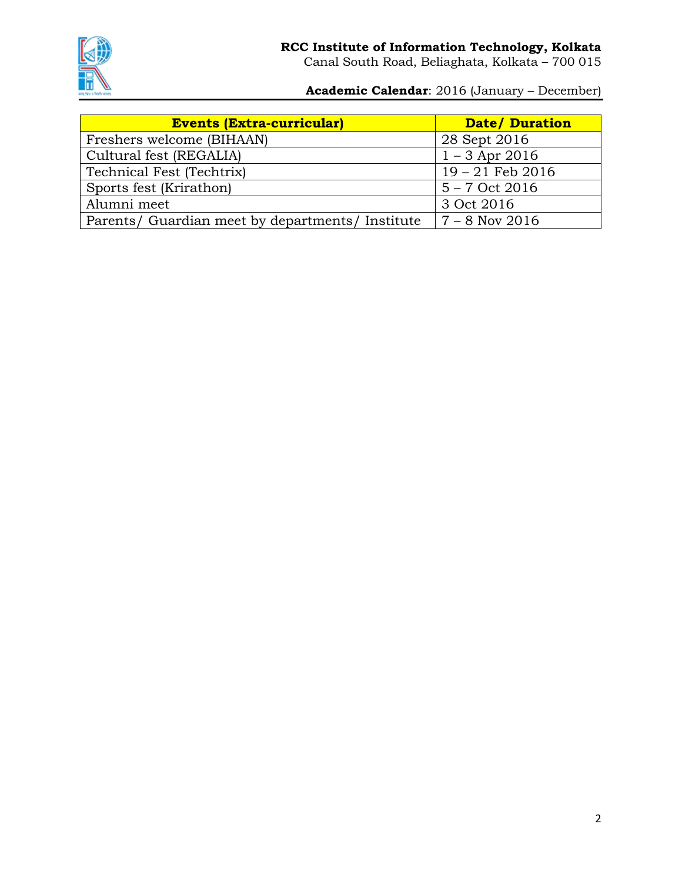| Events (Extra-curricular) | Date/ Duration |
| --- | --- |
| Freshers welcome (BIHAAN) | 28 Sept 2016 |
| Cultural fest (REGALIA) | 1 – 3 Apr 2016 |
| Technical Fest (Techtrix) | 19 – 21 Feb 2016 |
| Sports fest (Krirathon) | 5 – 7 Oct 2016 |
| Alumni meet | 3 Oct 2016 |
| Parents/ Guardian meet by departments/ Institute | 7 – 8 Nov 2016 |